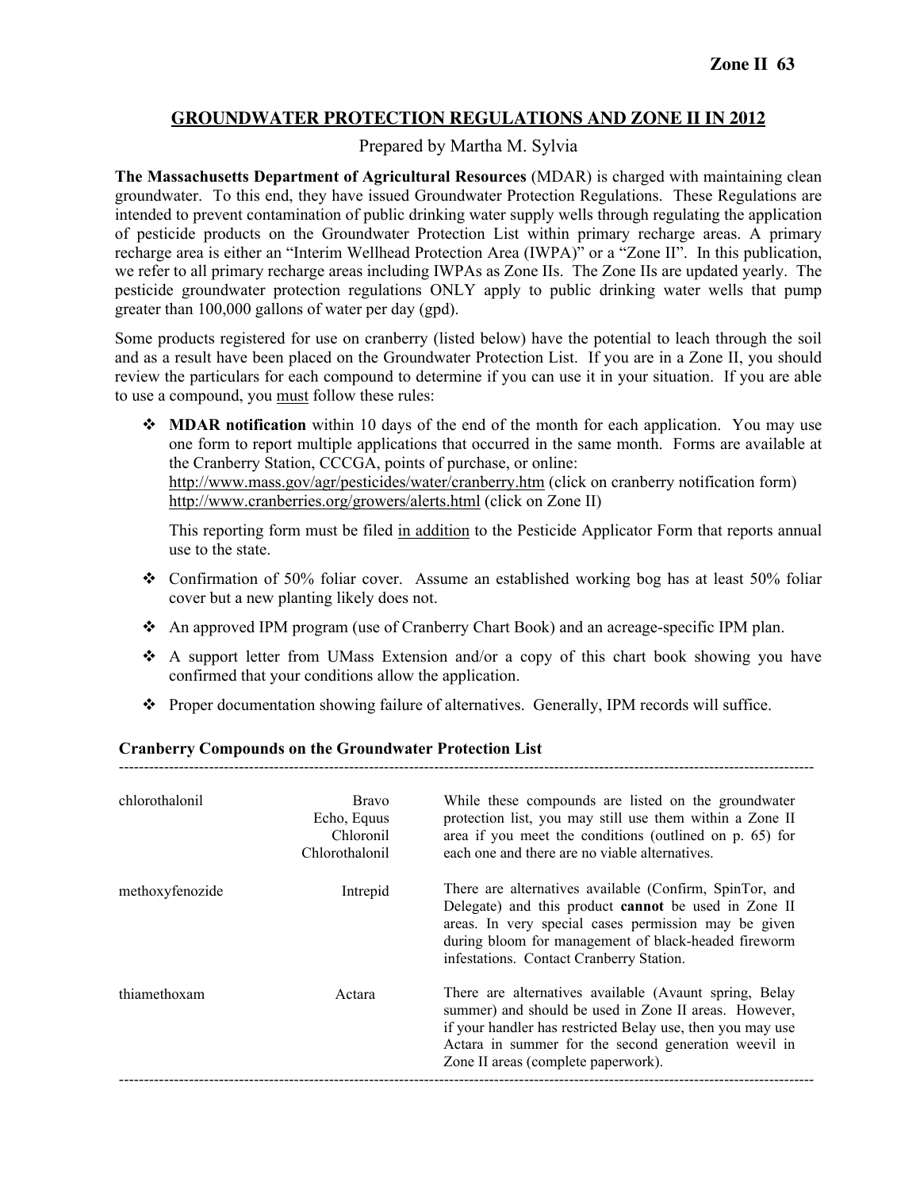## GROUNDWATER PROTECTION REGULATIONS AND ZONE II IN 2012

Prepared by Martha M. Sylvia

**The Massachusetts Department of Agricultural Resources** (MDAR) is charged with maintaining clean groundwater. To this end, they have issued Groundwater Protection Regulations. These Regulations are intended to prevent contamination of public drinking water supply wells through regulating the application of pesticide products on the Groundwater Protection List within primary recharge areas. A primary recharge area is either an "Interim Wellhead Protection Area (IWPA)" or a "Zone II". In this publication, we refer to all primary recharge areas including IWPAs as Zone IIs. The Zone IIs are updated yearly. The pesticide groundwater protection regulations ONLY apply to public drinking water wells that pump greater than 100,000 gallons of water per day (gpd).

Some products registered for use on cranberry (listed below) have the potential to leach through the soil and as a result have been placed on the Groundwater Protection List. If you are in a Zone II, you should review the particulars for each compound to determine if you can use it in your situation. If you are able to use a compound, you must follow these rules:

- **MDAR notification** within 10 days of the end of the month for each application. You may use one form to report multiple applications that occurred in the same month. Forms are available at the Cranberry Station, CCCGA, points of purchase, or online:
  http://www.mass.gov/agr/pesticides/water/cranberry.htm (click on cranberry notification form)
  http://www.cranberries.org/growers/alerts.html (click on Zone II)

  This reporting form must be filed in addition to the Pesticide Applicator Form that reports annual use to the state.
- Confirmation of 50% foliar cover. Assume an established working bog has at least 50% foliar cover but a new planting likely does not.
- An approved IPM program (use of Cranberry Chart Book) and an acreage-specific IPM plan.
- A support letter from UMass Extension and/or a copy of this chart book showing you have confirmed that your conditions allow the application.
- Proper documentation showing failure of alternatives. Generally, IPM records will suffice.

### Cranberry Compounds on the Groundwater Protection List

| Compound | Products | Notes |
|---|---|---|
| chlorothalonil | Bravo<br>Echo, Equus<br>Chloronil<br>Chlorothalonil | While these compounds are listed on the groundwater protection list, you may still use them within a Zone II area if you meet the conditions (outlined on p. 65) for each one and there are no viable alternatives. |
| methoxyfenozide | Intrepid | There are alternatives available (Confirm, SpinTor, and Delegate) and this product **cannot** be used in Zone II areas. In very special cases permission may be given during bloom for management of black-headed fireworm infestations. Contact Cranberry Station. |
| thiamethoxam | Actara | There are alternatives available (Avaunt spring, Belay summer) and should be used in Zone II areas. However, if your handler has restricted Belay use, then you may use Actara in summer for the second generation weevil in Zone II areas (complete paperwork). |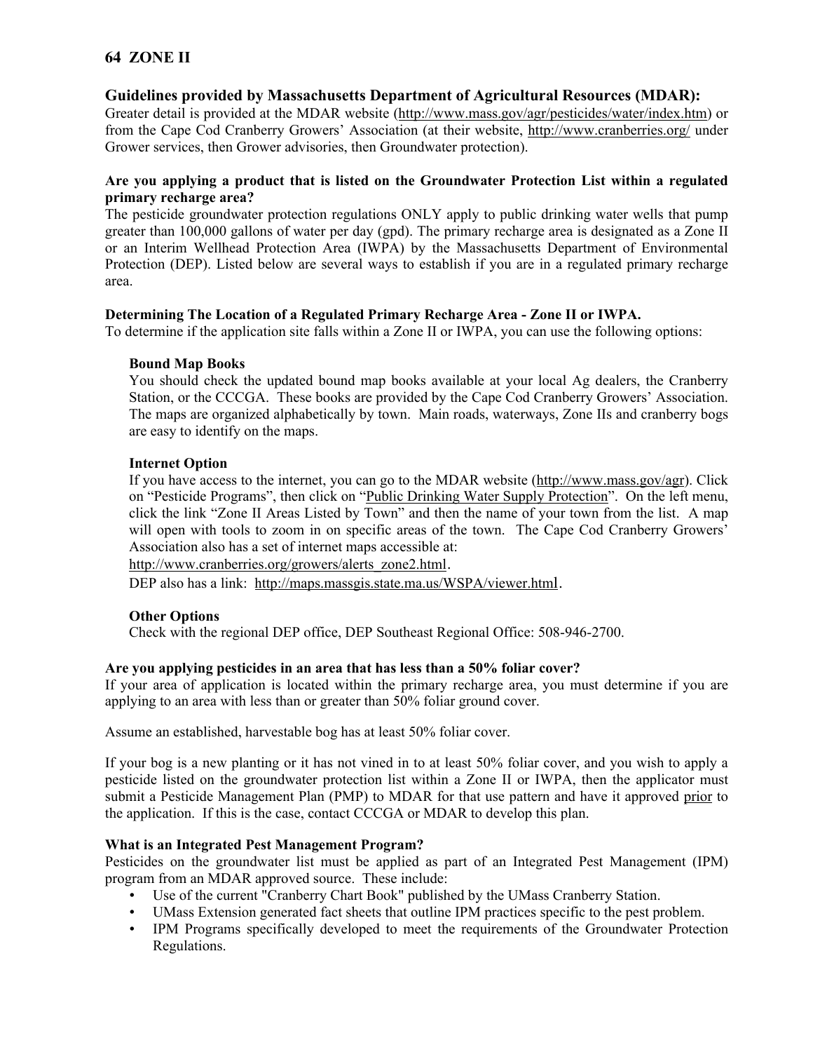# 64 ZONE II

## Guidelines provided by Massachusetts Department of Agricultural Resources (MDAR):

Greater detail is provided at the MDAR website (http://www.mass.gov/agr/pesticides/water/index.htm) or from the Cape Cod Cranberry Growers' Association (at their website, http://www.cranberries.org/ under Grower services, then Grower advisories, then Groundwater protection).

**Are you applying a product that is listed on the Groundwater Protection List within a regulated primary recharge area?**

The pesticide groundwater protection regulations ONLY apply to public drinking water wells that pump greater than 100,000 gallons of water per day (gpd). The primary recharge area is designated as a Zone II or an Interim Wellhead Protection Area (IWPA) by the Massachusetts Department of Environmental Protection (DEP). Listed below are several ways to establish if you are in a regulated primary recharge area.

**Determining The Location of a Regulated Primary Recharge Area - Zone II or IWPA.**

To determine if the application site falls within a Zone II or IWPA, you can use the following options:

**Bound Map Books**

You should check the updated bound map books available at your local Ag dealers, the Cranberry Station, or the CCCGA. These books are provided by the Cape Cod Cranberry Growers' Association. The maps are organized alphabetically by town. Main roads, waterways, Zone IIs and cranberry bogs are easy to identify on the maps.

**Internet Option**

If you have access to the internet, you can go to the MDAR website (http://www.mass.gov/agr). Click on "Pesticide Programs", then click on "Public Drinking Water Supply Protection". On the left menu, click the link "Zone II Areas Listed by Town" and then the name of your town from the list. A map will open with tools to zoom in on specific areas of the town. The Cape Cod Cranberry Growers' Association also has a set of internet maps accessible at:
http://www.cranberries.org/growers/alerts_zone2.html.
DEP also has a link: http://maps.massgis.state.ma.us/WSPA/viewer.html.

**Other Options**

Check with the regional DEP office, DEP Southeast Regional Office: 508-946-2700.

**Are you applying pesticides in an area that has less than a 50% foliar cover?**

If your area of application is located within the primary recharge area, you must determine if you are applying to an area with less than or greater than 50% foliar ground cover.

Assume an established, harvestable bog has at least 50% foliar cover.

If your bog is a new planting or it has not vined in to at least 50% foliar cover, and you wish to apply a pesticide listed on the groundwater protection list within a Zone II or IWPA, then the applicator must submit a Pesticide Management Plan (PMP) to MDAR for that use pattern and have it approved prior to the application. If this is the case, contact CCCGA or MDAR to develop this plan.

**What is an Integrated Pest Management Program?**

Pesticides on the groundwater list must be applied as part of an Integrated Pest Management (IPM) program from an MDAR approved source. These include:

- Use of the current "Cranberry Chart Book" published by the UMass Cranberry Station.
- UMass Extension generated fact sheets that outline IPM practices specific to the pest problem.
- IPM Programs specifically developed to meet the requirements of the Groundwater Protection Regulations.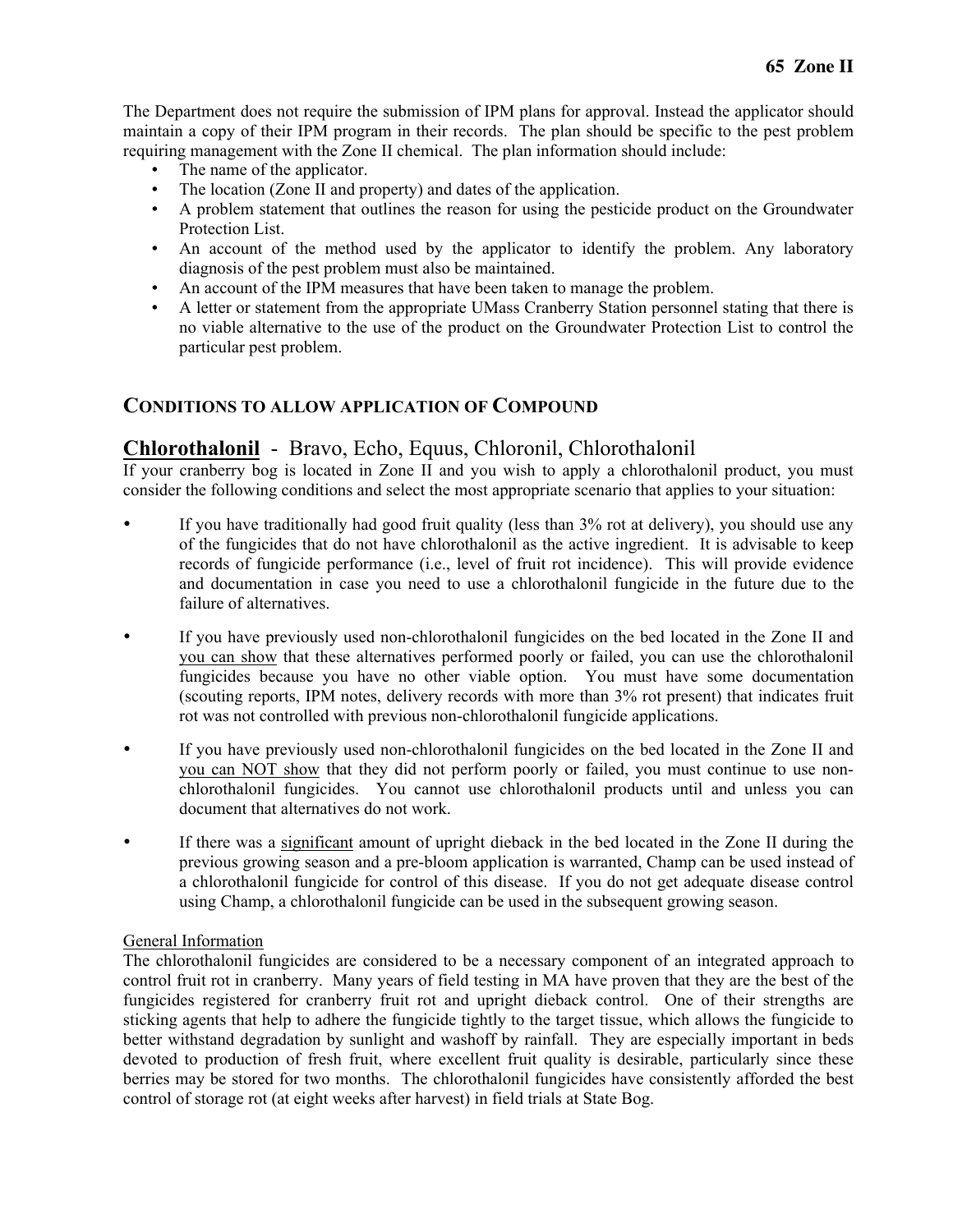The Department does not require the submission of IPM plans for approval. Instead the applicator should maintain a copy of their IPM program in their records. The plan should be specific to the pest problem requiring management with the Zone II chemical. The plan information should include:

- The name of the applicator.
- The location (Zone II and property) and dates of the application.
- A problem statement that outlines the reason for using the pesticide product on the Groundwater Protection List.
- An account of the method used by the applicator to identify the problem. Any laboratory diagnosis of the pest problem must also be maintained.
- An account of the IPM measures that have been taken to manage the problem.
- A letter or statement from the appropriate UMass Cranberry Station personnel stating that there is no viable alternative to the use of the product on the Groundwater Protection List to control the particular pest problem.

## CONDITIONS TO ALLOW APPLICATION OF COMPOUND

### Chlorothalonil - Bravo, Echo, Equus, Chloronil, Chlorothalonil

If your cranberry bog is located in Zone II and you wish to apply a chlorothalonil product, you must consider the following conditions and select the most appropriate scenario that applies to your situation:

- If you have traditionally had good fruit quality (less than 3% rot at delivery), you should use any of the fungicides that do not have chlorothalonil as the active ingredient. It is advisable to keep records of fungicide performance (i.e., level of fruit rot incidence). This will provide evidence and documentation in case you need to use a chlorothalonil fungicide in the future due to the failure of alternatives.

- If you have previously used non-chlorothalonil fungicides on the bed located in the Zone II and you can show that these alternatives performed poorly or failed, you can use the chlorothalonil fungicides because you have no other viable option. You must have some documentation (scouting reports, IPM notes, delivery records with more than 3% rot present) that indicates fruit rot was not controlled with previous non-chlorothalonil fungicide applications.

- If you have previously used non-chlorothalonil fungicides on the bed located in the Zone II and you can NOT show that they did not perform poorly or failed, you must continue to use non-chlorothalonil fungicides. You cannot use chlorothalonil products until and unless you can document that alternatives do not work.

- If there was a significant amount of upright dieback in the bed located in the Zone II during the previous growing season and a pre-bloom application is warranted, Champ can be used instead of a chlorothalonil fungicide for control of this disease. If you do not get adequate disease control using Champ, a chlorothalonil fungicide can be used in the subsequent growing season.

General Information

The chlorothalonil fungicides are considered to be a necessary component of an integrated approach to control fruit rot in cranberry. Many years of field testing in MA have proven that they are the best of the fungicides registered for cranberry fruit rot and upright dieback control. One of their strengths are sticking agents that help to adhere the fungicide tightly to the target tissue, which allows the fungicide to better withstand degradation by sunlight and washoff by rainfall. They are especially important in beds devoted to production of fresh fruit, where excellent fruit quality is desirable, particularly since these berries may be stored for two months. The chlorothalonil fungicides have consistently afforded the best control of storage rot (at eight weeks after harvest) in field trials at State Bog.